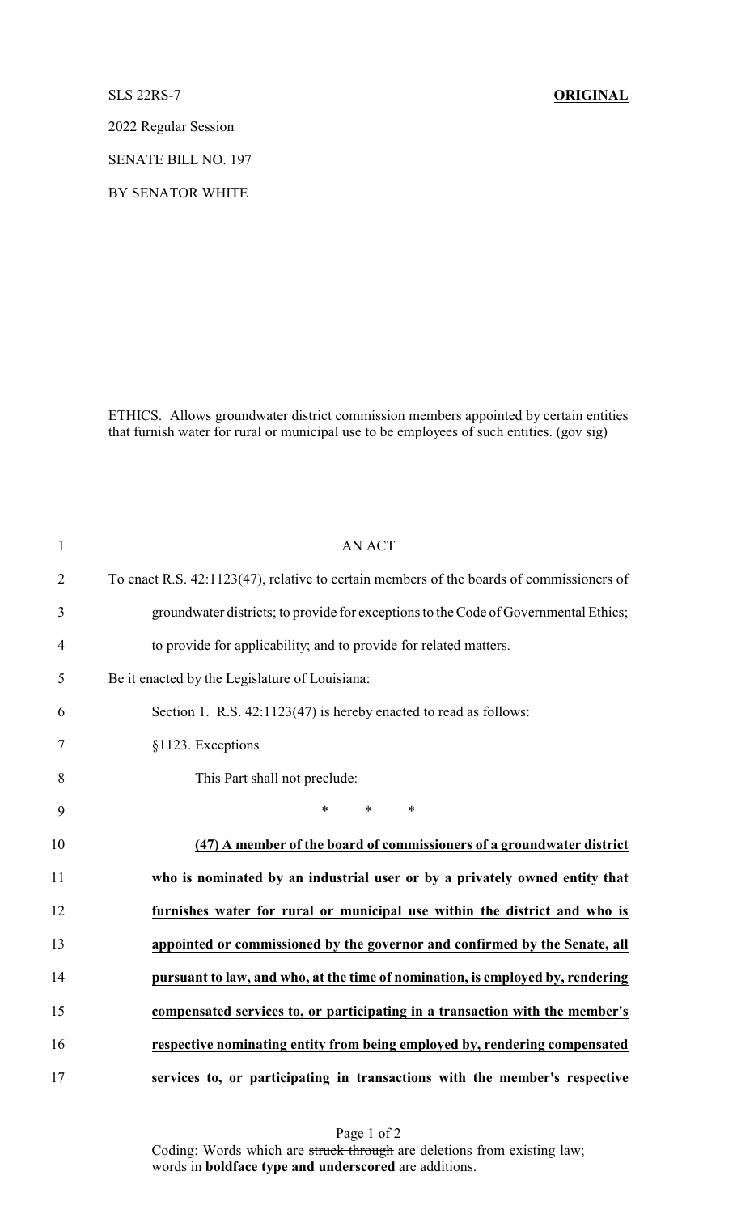SLS 22RS-7 **ORIGINAL**

2022 Regular Session

SENATE BILL NO. 197

BY SENATOR WHITE

ETHICS. Allows groundwater district commission members appointed by certain entities that furnish water for rural or municipal use to be employees of such entities. (gov sig)

AN ACT

To enact R.S. 42:1123(47), relative to certain members of the boards of commissioners of groundwater districts; to provide for exceptions to the Code of Governmental Ethics; to provide for applicability; and to provide for related matters.

Be it enacted by the Legislature of Louisiana:

Section 1. R.S. 42:1123(47) is hereby enacted to read as follows:

§1123. Exceptions

This Part shall not preclude:

\* \* \*

**(47) A member of the board of commissioners of a groundwater district who is nominated by an industrial user or by a privately owned entity that furnishes water for rural or municipal use within the district and who is appointed or commissioned by the governor and confirmed by the Senate, all pursuant to law, and who, at the time of nomination, is employed by, rendering compensated services to, or participating in a transaction with the member's respective nominating entity from being employed by, rendering compensated services to, or participating in transactions with the member's respective**

Coding: Words which are ~~struck through~~ are deletions from existing law; words in **boldface type and underscored** are additions.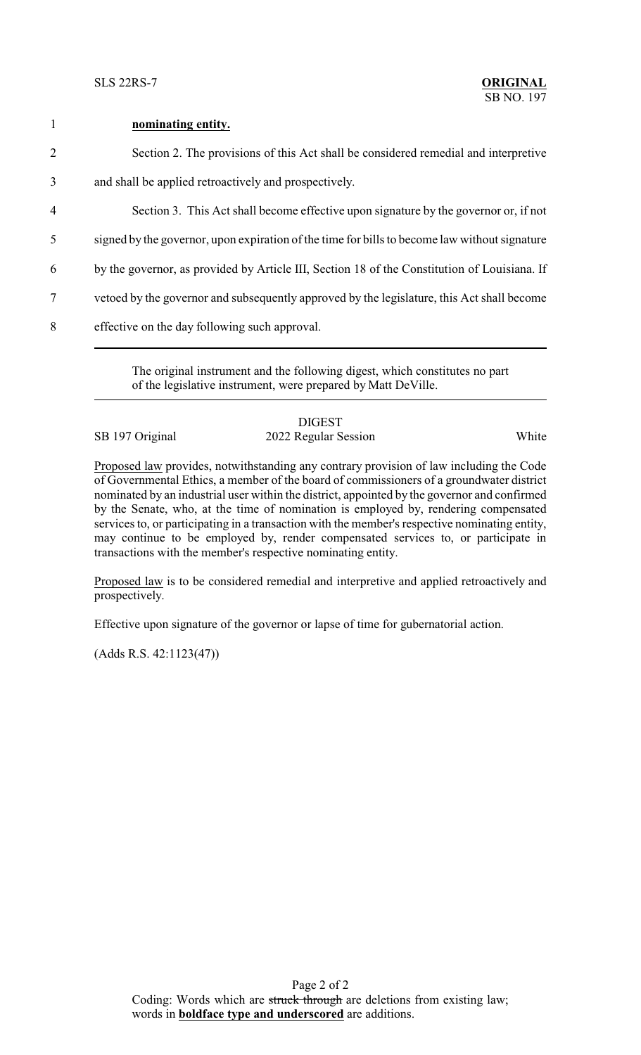1 **nominating entity.**

2 Section 2. The provisions of this Act shall be considered remedial and interpretive

3 and shall be applied retroactively and prospectively.

4 Section 3. This Act shall become effective upon signature by the governor or, if not

5 signed by the governor, upon expiration of the time for bills to become law without signature

6 by the governor, as provided by Article III, Section 18 of the Constitution of Louisiana. If

7 vetoed by the governor and subsequently approved by the legislature, this Act shall become

8 effective on the day following such approval.

---

The original instrument and the following digest, which constitutes no part of the legislative instrument, were prepared by Matt DeVille.

---

DIGEST

SB 197 Original 2022 Regular Session White

Proposed law provides, notwithstanding any contrary provision of law including the Code of Governmental Ethics, a member of the board of commissioners of a groundwater district nominated by an industrial user within the district, appointed by the governor and confirmed by the Senate, who, at the time of nomination is employed by, rendering compensated services to, or participating in a transaction with the member's respective nominating entity, may continue to be employed by, render compensated services to, or participate in transactions with the member's respective nominating entity.

Proposed law is to be considered remedial and interpretive and applied retroactively and prospectively.

Effective upon signature of the governor or lapse of time for gubernatorial action.

(Adds R.S. 42:1123(47))

Coding: Words which are ~~struck through~~ are deletions from existing law; words in **boldface type and underscored** are additions.